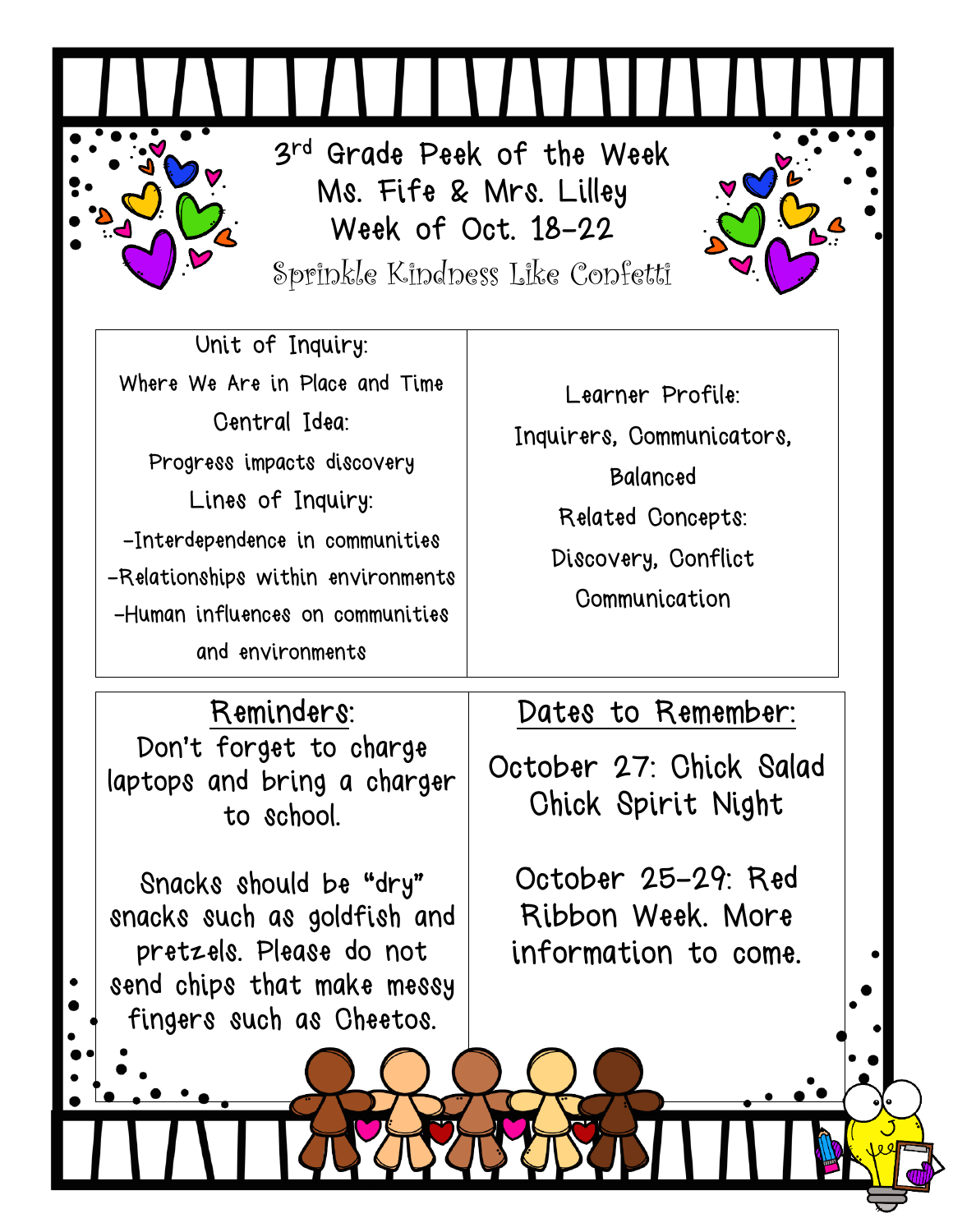# 3rd Grade Peek of the Week

## Ms. Fife & Mrs. Lilley

## Week of Oct. 18-22

Sprinkle Kindness Like Confetti

| Unit of Inquiry: | Learner Profile: |
|---|---|
| Where We Are in Place and Time<br>Central Idea:<br>Progress impacts discovery<br>Lines of Inquiry:<br>-Interdependence in communities<br>-Relationships within environments<br>-Human influences on communities and environments | Inquirers, Communicators, Balanced<br>Related Concepts:<br>Discovery, Conflict<br>Communication |

| Reminders: | Dates to Remember: |
|---|---|
| Don't forget to charge laptops and bring a charger to school.<br><br>Snacks should be "dry" snacks such as goldfish and pretzels. Please do not send chips that make messy fingers such as Cheetos. | October 27: Chick Salad Chick Spirit Night<br><br>October 25-29: Red Ribbon Week. More information to come. |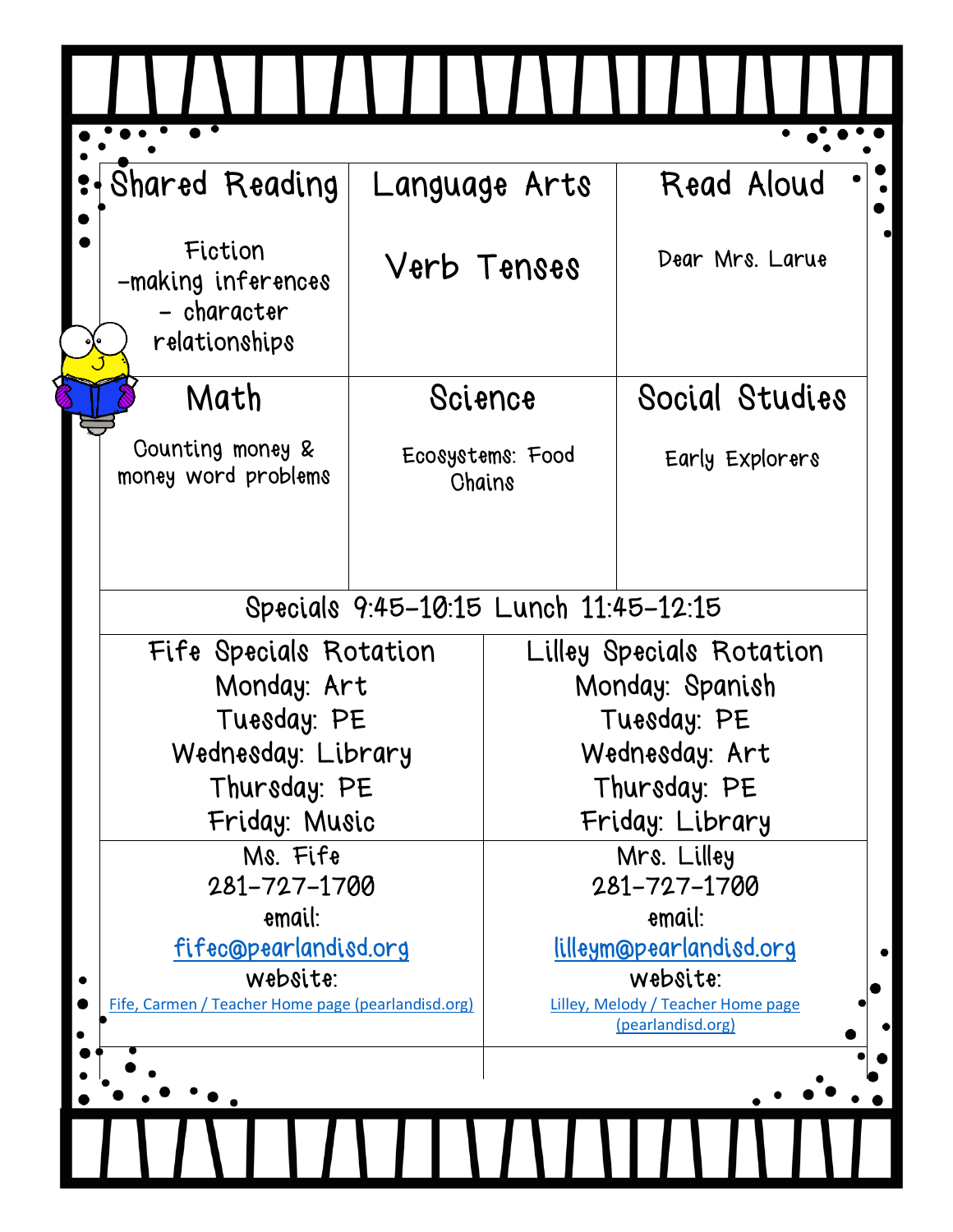| Shared Reading | Language Arts | Read Aloud |
| --- | --- | --- |
| Fiction<br>-making inferences<br>- character relationships | Verb Tenses | Dear Mrs. Larue |
| **Math** | **Science** | **Social Studies** |
| Counting money & money word problems | Ecosystems: Food Chains | Early Explorers |

Specials 9:45-10:15 Lunch 11:45-12:15

| Fife Specials Rotation | Lilley Specials Rotation |
| --- | --- |
| Monday: Art<br>Tuesday: PE<br>Wednesday: Library<br>Thursday: PE<br>Friday: Music | Monday: Spanish<br>Tuesday: PE<br>Wednesday: Art<br>Thursday: PE<br>Friday: Library |
| Ms. Fife<br>281-727-1700<br>email:<br>fifec@pearlandisd.org<br>website:<br>Fife, Carmen / Teacher Home page (pearlandisd.org) | Mrs. Lilley<br>281-727-1700<br>email:<br>lilleym@pearlandisd.org<br>website:<br>Lilley, Melody / Teacher Home page (pearlandisd.org) |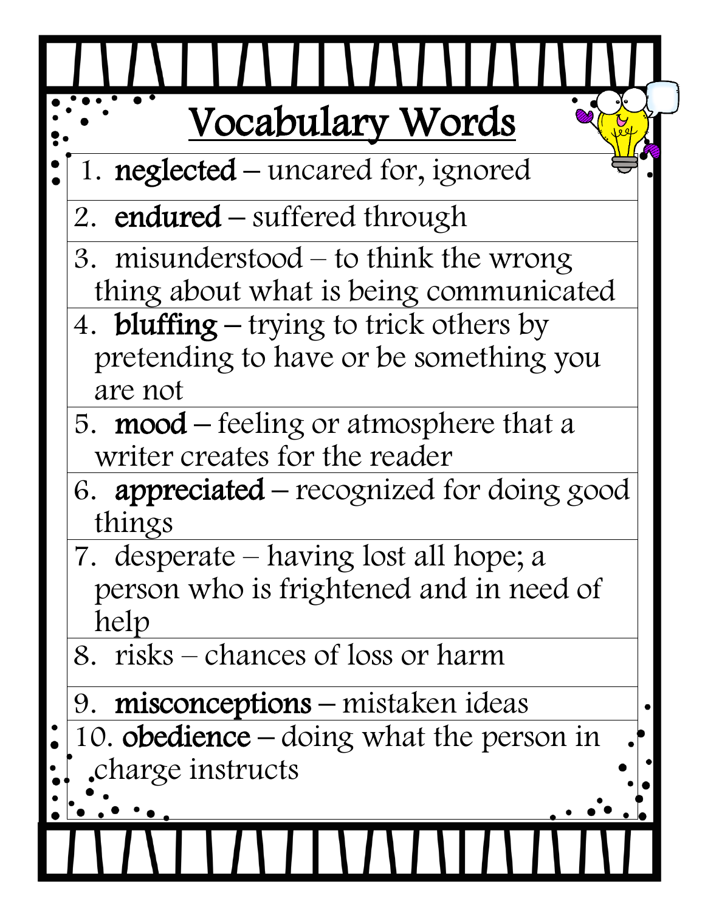# Vocabulary Words

1. **neglected** – uncared for, ignored
2. **endured** – suffered through
3. misunderstood – to think the wrong thing about what is being communicated
4. **bluffing** – trying to trick others by pretending to have or be something you are not
5. **mood** – feeling or atmosphere that a writer creates for the reader
6. **appreciated** – recognized for doing good things
7. desperate – having lost all hope; a person who is frightened and in need of help
8. risks – chances of loss or harm
9. **misconceptions** – mistaken ideas
10. **obedience** – doing what the person in charge instructs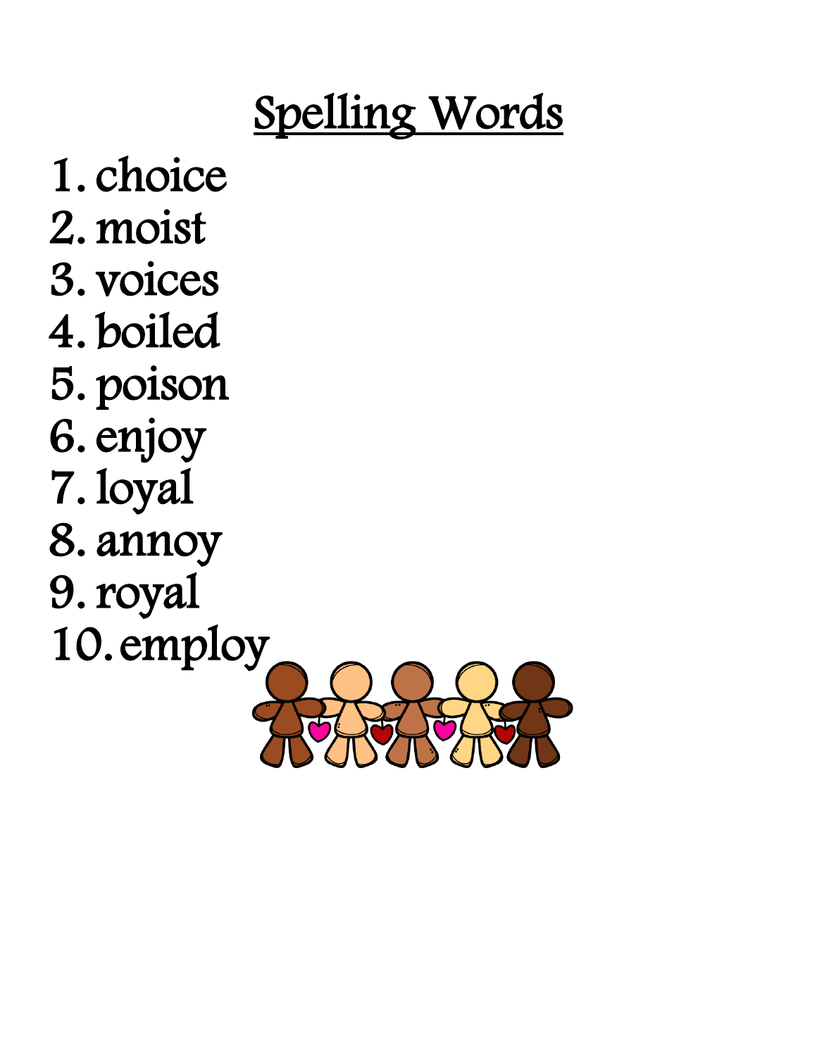# Spelling Words

1. choice
2. moist
3. voices
4. boiled
5. poison
6. enjoy
7. loyal
8. annoy
9. royal
10. employ